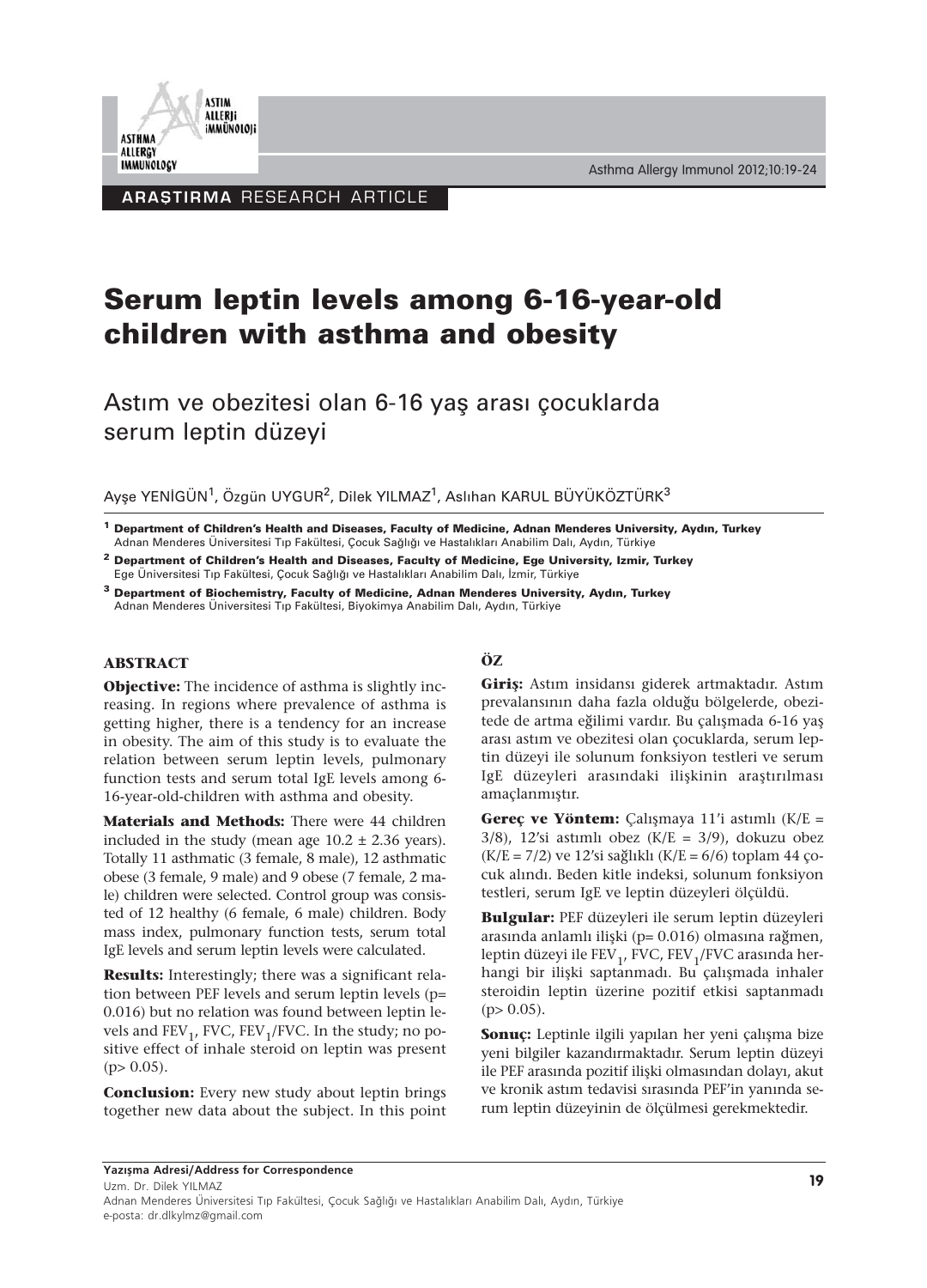ARAŞTIRMA RESEARCH ARTICLE

# Serum leptin levels among 6-16-year-old children with asthma and obesity

## Astım ve obezitesi olan 6-16 yaş arası çocuklarda serum leptin düzeyi

Ayşe YENİGÜN[1], Özgün UYGUR[2], Dilek YILMAZ[1], Aslıhan KARUL BÜYÜKÖZTÜRK[3]

[1] **Department of Children's Health and Diseases, Faculty of Medicine, Adnan Menderes University, Aydın, Turkey**
Adnan Menderes Üniversitesi Tıp Fakültesi, Çocuk Sağlığı ve Hastalıkları Anabilim Dalı, Aydın, Türkiye

[2] **Department of Children's Health and Diseases, Faculty of Medicine, Ege University, Izmir, Turkey**
Ege Üniversitesi Tıp Fakültesi, Çocuk Sağlığı ve Hastalıkları Anabilim Dalı, İzmir, Türkiye

[3] **Department of Biochemistry, Faculty of Medicine, Adnan Menderes University, Aydın, Turkey**
Adnan Menderes Üniversitesi Tıp Fakültesi, Biyokimya Anabilim Dalı, Aydın, Türkiye

### ABSTRACT

**Objective:** The incidence of asthma is slightly increasing. In regions where prevalence of asthma is getting higher, there is a tendency for an increase in obesity. The aim of this study is to evaluate the relation between serum leptin levels, pulmonary function tests and serum total IgE levels among 6-16-year-old-children with asthma and obesity.

**Materials and Methods:** There were 44 children included in the study (mean age 10.2 ± 2.36 years). Totally 11 asthmatic (3 female, 8 male), 12 asthmatic obese (3 female, 9 male) and 9 obese (7 female, 2 male) children were selected. Control group was consisted of 12 healthy (6 female, 6 male) children. Body mass index, pulmonary function tests, serum total IgE levels and serum leptin levels were calculated.

**Results:** Interestingly; there was a significant relation between PEF levels and serum leptin levels ($p= 0.016$) but no relation was found between leptin levels and $FEV_1$, FVC, $FEV_1$/FVC. In the study; no positive effect of inhale steroid on leptin was present ($p> 0.05$).

**Conclusion:** Every new study about leptin brings together new data about the subject. In this point

### ÖZ

**Giriş:** Astım insidansı giderek artmaktadır. Astım prevalansının daha fazla olduğu bölgelerde, obezitede de artma eğilimi vardır. Bu çalışmada 6-16 yaş arası astım ve obezitesi olan çocuklarda, serum leptin düzeyi ile solunum fonksiyon testleri ve serum IgE düzeyleri arasındaki ilişkinin araştırılması amaçlanmıştır.

**Gereç ve Yöntem:** Çalışmaya 11'i astımlı (K/E = 3/8), 12'si astımlı obez (K/E = 3/9), dokuzu obez (K/E = 7/2) ve 12'si sağlıklı (K/E = 6/6) toplam 44 çocuk alındı. Beden kitle indeksi, solunum fonksiyon testleri, serum IgE ve leptin düzeyleri ölçüldü.

**Bulgular:** PEF düzeyleri ile serum leptin düzeyleri arasında anlamlı ilişki ($p= 0.016$) olmasına rağmen, leptin düzeyi ile $FEV_1$, FVC, $FEV_1$/FVC arasında herhangi bir ilişki saptanmadı. Bu çalışmada inhaler steroidin leptin üzerine pozitif etkisi saptanmadı ($p> 0.05$).

**Sonuç:** Leptinle ilgili yapılan her yeni çalışma bize yeni bilgiler kazandırmaktadır. Serum leptin düzeyi ile PEF arasında pozitif ilişki olmasından dolayı, akut ve kronik astım tedavisi sırasında PEF'in yanında serum leptin düzeyinin de ölçülmesi gerekmektedir.

**Yazışma Adresi/Address for Correspondence**
Uzm. Dr. Dilek YILMAZ
Adnan Menderes Üniversitesi Tıp Fakültesi, Çocuk Sağlığı ve Hastalıkları Anabilim Dalı, Aydın, Türkiye
e-posta: dr.dlkylmz@gmail.com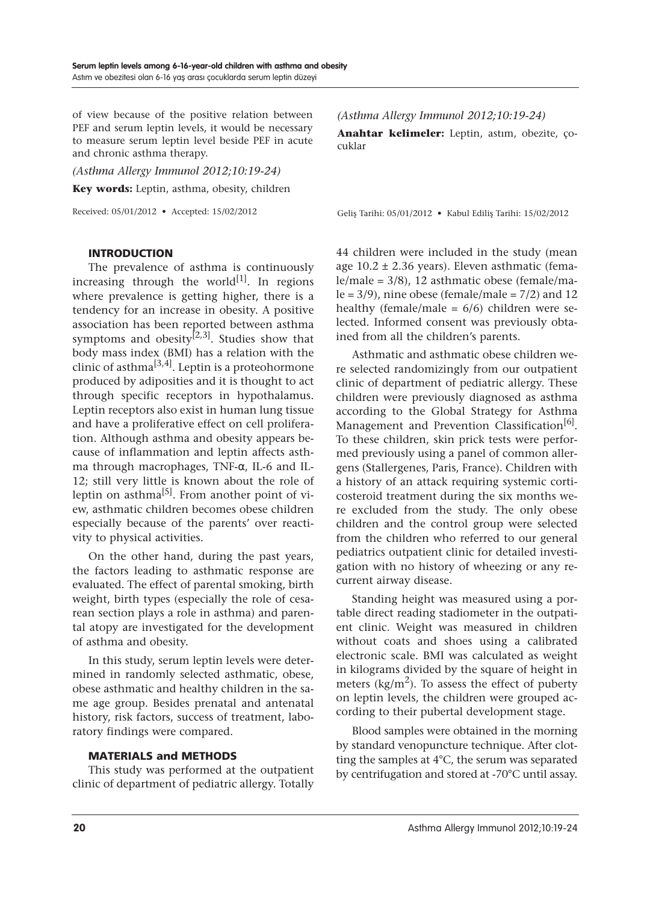of view because of the positive relation between PEF and serum leptin levels, it would be necessary to measure serum leptin level beside PEF in acute and chronic asthma therapy.

*(Asthma Allergy Immunol 2012;10:19-24)*

**Key words:** Leptin, asthma, obesity, children

Received: 05/01/2012 • Accepted: 15/02/2012

*(Asthma Allergy Immunol 2012;10:19-24)*

**Anahtar kelimeler:** Leptin, astım, obezite, çocuklar

Geliş Tarihi: 05/01/2012 • Kabul Ediliş Tarihi: 15/02/2012

## INTRODUCTION

The prevalence of asthma is continuously increasing through the world[1]. In regions where prevalence is getting higher, there is a tendency for an increase in obesity. A positive association has been reported between asthma symptoms and obesity[2,3]. Studies show that body mass index (BMI) has a relation with the clinic of asthma[3,4]. Leptin is a proteohormone produced by adiposities and it is thought to act through specific receptors in hypothalamus. Leptin receptors also exist in human lung tissue and have a proliferative effect on cell proliferation. Although asthma and obesity appears because of inflammation and leptin affects asthma through macrophages, TNF-α, IL-6 and IL-12; still very little is known about the role of leptin on asthma[5]. From another point of view, asthmatic children becomes obese children especially because of the parents' over reactivity to physical activities.

On the other hand, during the past years, the factors leading to asthmatic response are evaluated. The effect of parental smoking, birth weight, birth types (especially the role of cesarean section plays a role in asthma) and parental atopy are investigated for the development of asthma and obesity.

In this study, serum leptin levels were determined in randomly selected asthmatic, obese, obese asthmatic and healthy children in the same age group. Besides prenatal and antenatal history, risk factors, success of treatment, laboratory findings were compared.

## MATERIALS and METHODS

This study was performed at the outpatient clinic of department of pediatric allergy. Totally 44 children were included in the study (mean age 10.2 ± 2.36 years). Eleven asthmatic (female/male = 3/8), 12 asthmatic obese (female/male = 3/9), nine obese (female/male = 7/2) and 12 healthy (female/male = 6/6) children were selected. Informed consent was previously obtained from all the children's parents.

Asthmatic and asthmatic obese children were selected randomizingly from our outpatient clinic of department of pediatric allergy. These children were previously diagnosed as asthma according to the Global Strategy for Asthma Management and Prevention Classification[6]. To these children, skin prick tests were performed previously using a panel of common allergens (Stallergenes, Paris, France). Children with a history of an attack requiring systemic corticosteroid treatment during the six months were excluded from the study. The only obese children and the control group were selected from the children who referred to our general pediatrics outpatient clinic for detailed investigation with no history of wheezing or any recurrent airway disease.

Standing height was measured using a portable direct reading stadiometer in the outpatient clinic. Weight was measured in children without coats and shoes using a calibrated electronic scale. BMI was calculated as weight in kilograms divided by the square of height in meters ($kg/m^2$). To assess the effect of puberty on leptin levels, the children were grouped according to their pubertal development stage.

Blood samples were obtained in the morning by standard venopuncture technique. After clotting the samples at 4°C, the serum was separated by centrifugation and stored at -70°C until assay.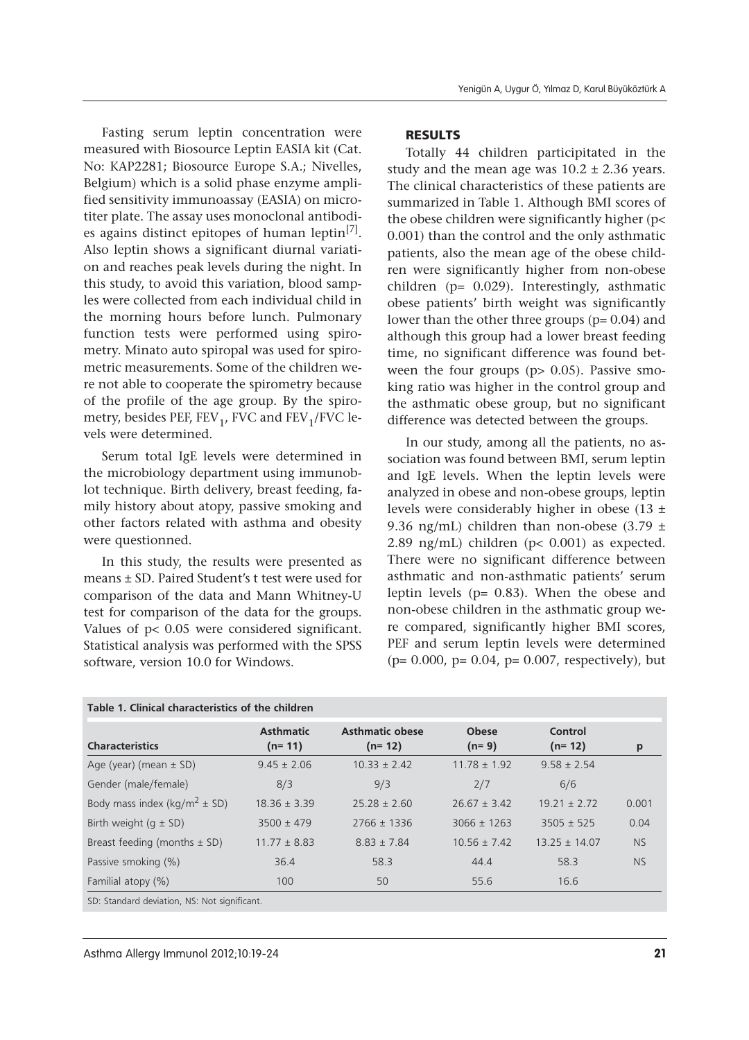Fasting serum leptin concentration were measured with Biosource Leptin EASIA kit (Cat. No: KAP2281; Biosource Europe S.A.; Nivelles, Belgium) which is a solid phase enzyme amplified sensitivity immunoassay (EASIA) on microtiter plate. The assay uses monoclonal antibodies agains distinct epitopes of human leptin[7]. Also leptin shows a significant diurnal variation and reaches peak levels during the night. In this study, to avoid this variation, blood samples were collected from each individual child in the morning hours before lunch. Pulmonary function tests were performed using spirometry. Minato auto spiropal was used for spirometric measurements. Some of the children were not able to cooperate the spirometry because of the profile of the age group. By the spirometry, besides PEF, $FEV_1$, FVC and $FEV_1$/FVC levels were determined.

Serum total IgE levels were determined in the microbiology department using immunoblot technique. Birth delivery, breast feeding, family history about atopy, passive smoking and other factors related with asthma and obesity were questionned.

In this study, the results were presented as means ± SD. Paired Student's t test were used for comparison of the data and Mann Whitney-U test for comparison of the data for the groups. Values of $p< 0.05$ were considered significant. Statistical analysis was performed with the SPSS software, version 10.0 for Windows.

## RESULTS

Totally 44 children participitated in the study and the mean age was 10.2 ± 2.36 years. The clinical characteristics of these patients are summarized in Table 1. Although BMI scores of the obese children were significantly higher ($p< 0.001$) than the control and the only asthmatic patients, also the mean age of the obese children were significantly higher from non-obese children ($p= 0.029$). Interestingly, asthmatic obese patients' birth weight was significantly lower than the other three groups ($p= 0.04$) and although this group had a lower breast feeding time, no significant difference was found between the four groups ($p> 0.05$). Passive smoking ratio was higher in the control group and the asthmatic obese group, but no significant difference was detected between the groups.

In our study, among all the patients, no association was found between BMI, serum leptin and IgE levels. When the leptin levels were analyzed in obese and non-obese groups, leptin levels were considerably higher in obese (13 ± 9.36 ng/mL) children than non-obese (3.79 ± 2.89 ng/mL) children ($p< 0.001$) as expected. There were no significant difference between asthmatic and non-asthmatic patients' serum leptin levels ($p= 0.83$). When the obese and non-obese children in the asthmatic group were compared, significantly higher BMI scores, PEF and serum leptin levels were determined ($p= 0.000$, $p= 0.04$, $p= 0.007$, respectively), but

**Table 1. Clinical characteristics of the children**

| Characteristics | Asthmatic (n= 11) | Asthmatic obese (n= 12) | Obese (n= 9) | Control (n= 12) | p |
|---|---|---|---|---|---|
| Age (year) (mean ± SD) | 9.45 ± 2.06 | 10.33 ± 2.42 | 11.78 ± 1.92 | 9.58 ± 2.54 | |
| Gender (male/female) | 8/3 | 9/3 | 2/7 | 6/6 | |
| Body mass index (kg/$m^2$ ± SD) | 18.36 ± 3.39 | 25.28 ± 2.60 | 26.67 ± 3.42 | 19.21 ± 2.72 | 0.001 |
| Birth weight (g ± SD) | 3500 ± 479 | 2766 ± 1336 | 3066 ± 1263 | 3505 ± 525 | 0.04 |
| Breast feeding (months ± SD) | 11.77 ± 8.83 | 8.83 ± 7.84 | 10.56 ± 7.42 | 13.25 ± 14.07 | NS |
| Passive smoking (%) | 36.4 | 58.3 | 44.4 | 58.3 | NS |
| Familial atopy (%) | 100 | 50 | 55.6 | 16.6 | |

SD: Standard deviation, NS: Not significant.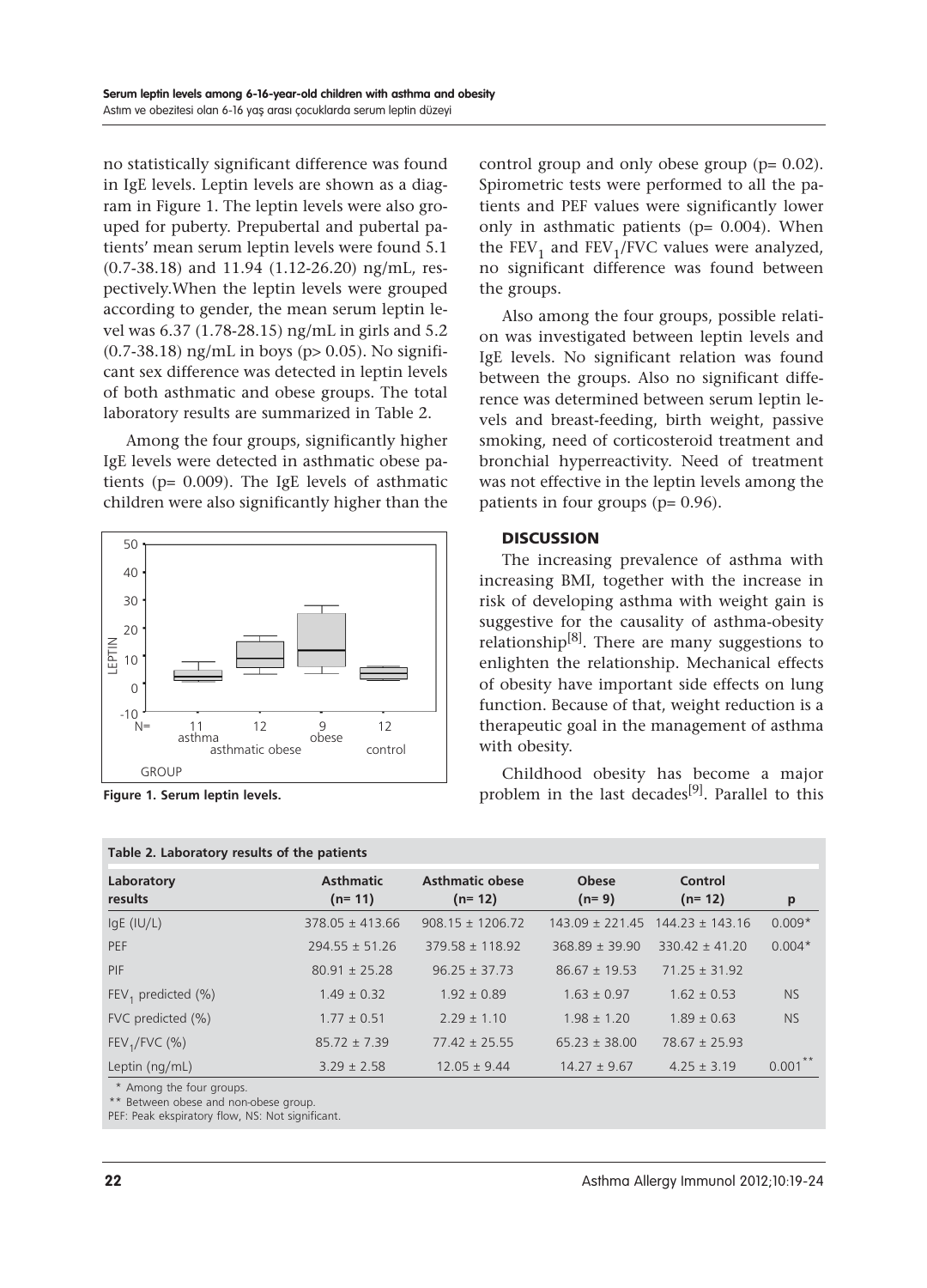no statistically significant difference was found in IgE levels. Leptin levels are shown as a diagram in Figure 1. The leptin levels were also grouped for puberty. Prepubertal and pubertal patients' mean serum leptin levels were found 5.1 (0.7-38.18) and 11.94 (1.12-26.20) ng/mL, respectively.When the leptin levels were grouped according to gender, the mean serum leptin level was 6.37 (1.78-28.15) ng/mL in girls and 5.2 (0.7-38.18) ng/mL in boys ($p > 0.05$). No significant sex difference was detected in leptin levels of both asthmatic and obese groups. The total laboratory results are summarized in Table 2.

Among the four groups, significantly higher IgE levels were detected in asthmatic obese patients ($p = 0.009$). The IgE levels of asthmatic children were also significantly higher than the control group and only obese group ($p = 0.02$). Spirometric tests were performed to all the patients and PEF values were significantly lower only in asthmatic patients ($p = 0.004$). When the $FEV_1$ and $FEV_1$/FVC values were analyzed, no significant difference was found between the groups.

Also among the four groups, possible relation was investigated between leptin levels and IgE levels. No significant relation was found between the groups. Also no significant difference was determined between serum leptin levels and breast-feeding, birth weight, passive smoking, need of corticosteroid treatment and bronchial hyperreactivity. Need of treatment was not effective in the leptin levels among the patients in four groups ($p = 0.96$).

50
40
30
20
10
0
-10
LEPTIN
N= 11 12 9 12
asthma
asthmatic obese
obese
control
GROUP

**Figure 1. Serum leptin levels.**

## DISCUSSION

The increasing prevalence of asthma with increasing BMI, together with the increase in risk of developing asthma with weight gain is suggestive for the causality of asthma-obesity relationship[8]. There are many suggestions to enlighten the relationship. Mechanical effects of obesity have important side effects on lung function. Because of that, weight reduction is a therapeutic goal in the management of asthma with obesity.

Childhood obesity has become a major problem in the last decades[9]. Parallel to this

**Table 2. Laboratory results of the patients**

| Laboratory results | Asthmatic (n= 11) | Asthmatic obese (n= 12) | Obese (n= 9) | Control (n= 12) | p |
|---|---|---|---|---|---|
| IgE (IU/L) | 378.05 ± 413.66 | 908.15 ± 1206.72 | 143.09 ± 221.45 | 144.23 ± 143.16 | 0.009* |
| PEF | 294.55 ± 51.26 | 379.58 ± 118.92 | 368.89 ± 39.90 | 330.42 ± 41.20 | 0.004* |
| PIF | 80.91 ± 25.28 | 96.25 ± 37.73 | 86.67 ± 19.53 | 71.25 ± 31.92 | |
| $FEV_1$ predicted (%) | 1.49 ± 0.32 | 1.92 ± 0.89 | 1.63 ± 0.97 | 1.62 ± 0.53 | NS |
| FVC predicted (%) | 1.77 ± 0.51 | 2.29 ± 1.10 | 1.98 ± 1.20 | 1.89 ± 0.63 | NS |
| $FEV_1$/FVC (%) | 85.72 ± 7.39 | 77.42 ± 25.55 | 65.23 ± 38.00 | 78.67 ± 25.93 | |
| Leptin (ng/mL) | 3.29 ± 2.58 | 12.05 ± 9.44 | 14.27 ± 9.67 | 4.25 ± 3.19 | 0.001** |

\* Among the four groups.
\*\* Between obese and non-obese group.
PEF: Peak ekspiratory flow, NS: Not significant.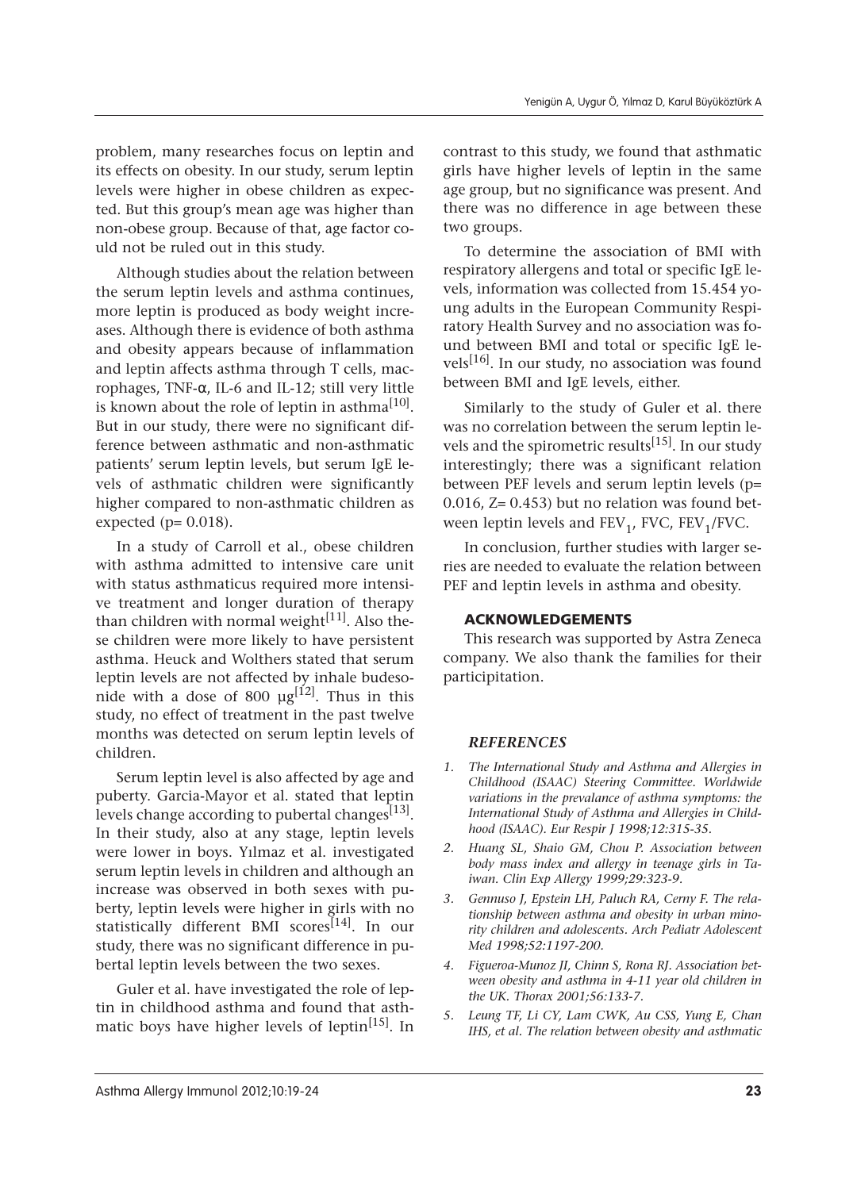problem, many researches focus on leptin and its effects on obesity. In our study, serum leptin levels were higher in obese children as expected. But this group's mean age was higher than non-obese group. Because of that, age factor could not be ruled out in this study.

Although studies about the relation between the serum leptin levels and asthma continues, more leptin is produced as body weight increases. Although there is evidence of both asthma and obesity appears because of inflammation and leptin affects asthma through T cells, macrophages, TNF-α, IL-6 and IL-12; still very little is known about the role of leptin in asthma[10]. But in our study, there were no significant difference between asthmatic and non-asthmatic patients' serum leptin levels, but serum IgE levels of asthmatic children were significantly higher compared to non-asthmatic children as expected ($p= 0.018$).

In a study of Carroll et al., obese children with asthma admitted to intensive care unit with status asthmaticus required more intensive treatment and longer duration of therapy than children with normal weight[11]. Also these children were more likely to have persistent asthma. Heuck and Wolthers stated that serum leptin levels are not affected by inhale budesonide with a dose of 800 µg[12]. Thus in this study, no effect of treatment in the past twelve months was detected on serum leptin levels of children.

Serum leptin level is also affected by age and puberty. Garcia-Mayor et al. stated that leptin levels change according to pubertal changes[13]. In their study, also at any stage, leptin levels were lower in boys. Yılmaz et al. investigated serum leptin levels in children and although an increase was observed in both sexes with puberty, leptin levels were higher in girls with no statistically different BMI scores[14]. In our study, there was no significant difference in pubertal leptin levels between the two sexes.

Guler et al. have investigated the role of leptin in childhood asthma and found that asthmatic boys have higher levels of leptin[15]. In contrast to this study, we found that asthmatic girls have higher levels of leptin in the same age group, but no significance was present. And there was no difference in age between these two groups.

To determine the association of BMI with respiratory allergens and total or specific IgE levels, information was collected from 15.454 young adults in the European Community Respiratory Health Survey and no association was found between BMI and total or specific IgE levels[16]. In our study, no association was found between BMI and IgE levels, either.

Similarly to the study of Guler et al. there was no correlation between the serum leptin levels and the spirometric results[15]. In our study interestingly; there was a significant relation between PEF levels and serum leptin levels ($p= 0.016$, $Z= 0.453$) but no relation was found between leptin levels and $FEV_1$, FVC, $FEV_1$/FVC.

In conclusion, further studies with larger series are needed to evaluate the relation between PEF and leptin levels in asthma and obesity.

## ACKNOWLEDGEMENTS

This research was supported by Astra Zeneca company. We also thank the families for their participitation.

## *REFERENCES*

1. *The International Study and Asthma and Allergies in Childhood (ISAAC) Steering Committee. Worldwide variations in the prevalance of asthma symptoms: the International Study of Asthma and Allergies in Childhood (ISAAC). Eur Respir J 1998;12:315-35.*
2. *Huang SL, Shaio GM, Chou P. Association between body mass index and allergy in teenage girls in Taiwan. Clin Exp Allergy 1999;29:323-9.*
3. *Gennuso J, Epstein LH, Paluch RA, Cerny F. The relationship between asthma and obesity in urban minority children and adolescents. Arch Pediatr Adolescent Med 1998;52:1197-200.*
4. *Figueroa-Munoz JI, Chinn S, Rona RJ. Association between obesity and asthma in 4-11 year old children in the UK. Thorax 2001;56:133-7.*
5. *Leung TF, Li CY, Lam CWK, Au CSS, Yung E, Chan IHS, et al. The relation between obesity and asthmatic*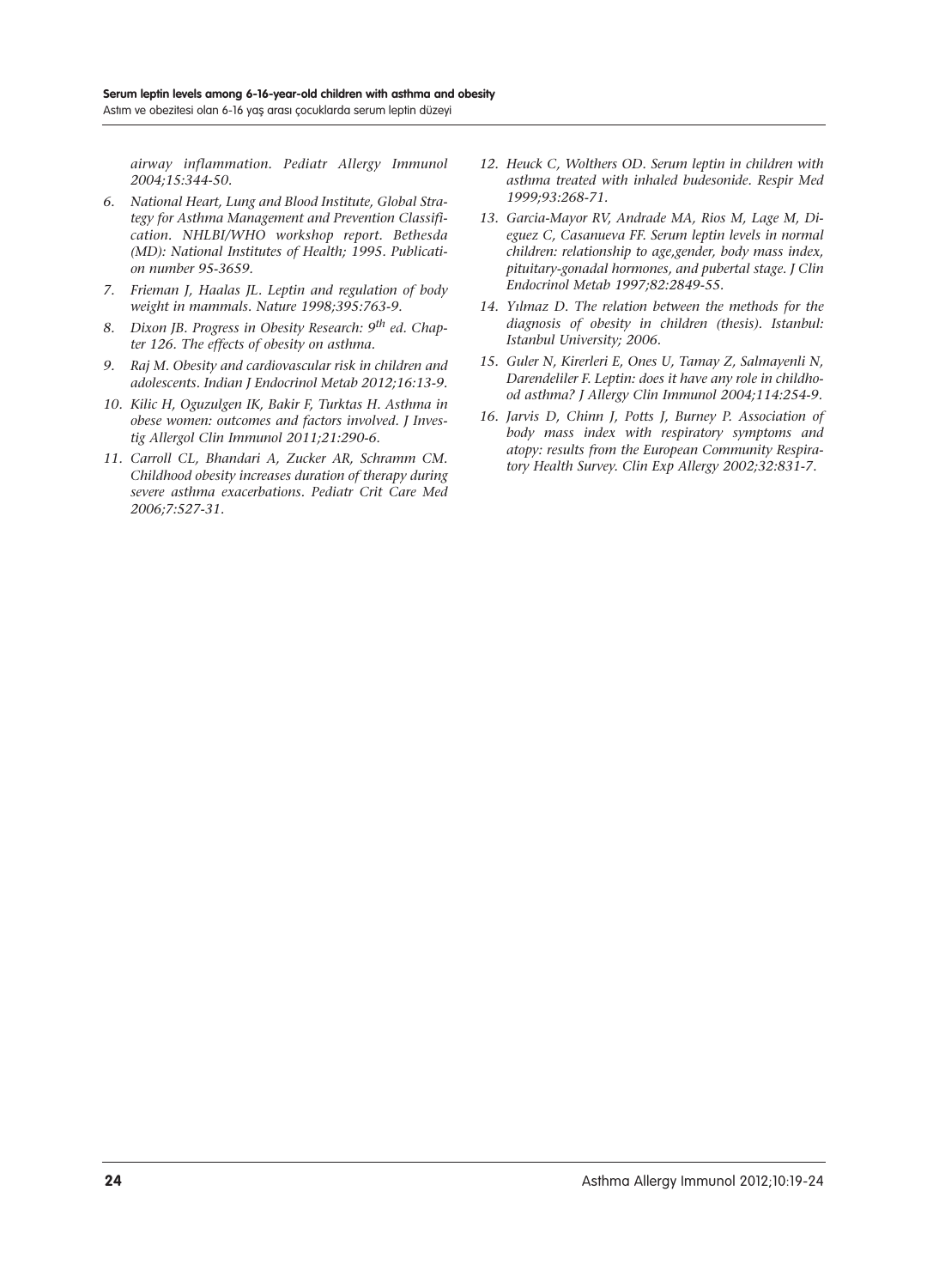*airway inflammation. Pediatr Allergy Immunol 2004;15:344-50.*

6. *National Heart, Lung and Blood Institute, Global Strategy for Asthma Management and Prevention Classification. NHLBI/WHO workshop report. Bethesda (MD): National Institutes of Health; 1995. Publication number 95-3659.*
7. *Frieman J, Haalas JL. Leptin and regulation of body weight in mammals. Nature 1998;395:763-9.*
8. *Dixon JB. Progress in Obesity Research: 9th ed. Chapter 126. The effects of obesity on asthma.*
9. *Raj M. Obesity and cardiovascular risk in children and adolescents. Indian J Endocrinol Metab 2012;16:13-9.*
10. *Kilic H, Oguzulgen IK, Bakir F, Turktas H. Asthma in obese women: outcomes and factors involved. J Investig Allergol Clin Immunol 2011;21:290-6.*
11. *Carroll CL, Bhandari A, Zucker AR, Schramm CM. Childhood obesity increases duration of therapy during severe asthma exacerbations. Pediatr Crit Care Med 2006;7:527-31.*
12. *Heuck C, Wolthers OD. Serum leptin in children with asthma treated with inhaled budesonide. Respir Med 1999;93:268-71.*
13. *Garcia-Mayor RV, Andrade MA, Rios M, Lage M, Dieguez C, Casanueva FF. Serum leptin levels in normal children: relationship to age,gender, body mass index, pituitary-gonadal hormones, and pubertal stage. J Clin Endocrinol Metab 1997;82:2849-55.*
14. *Yılmaz D. The relation between the methods for the diagnosis of obesity in children (thesis). Istanbul: Istanbul University; 2006.*
15. *Guler N, Kirerleri E, Ones U, Tamay Z, Salmayenli N, Darendeliler F. Leptin: does it have any role in childhood asthma? J Allergy Clin Immunol 2004;114:254-9.*
16. *Jarvis D, Chinn J, Potts J, Burney P. Association of body mass index with respiratory symptoms and atopy: results from the European Community Respiratory Health Survey. Clin Exp Allergy 2002;32:831-7.*